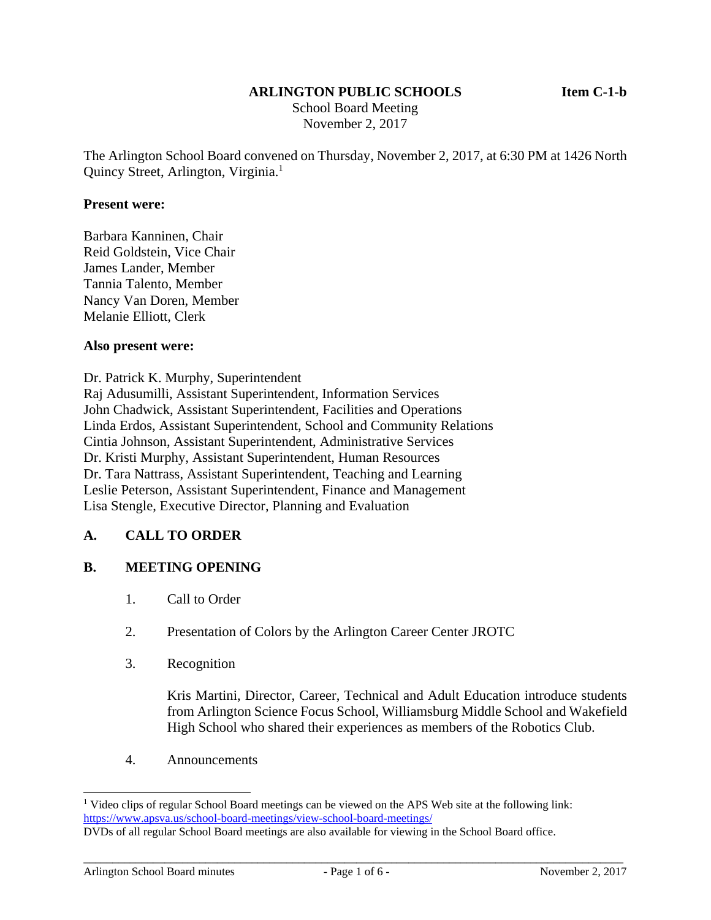**ARLINGTON PUBLIC SCHOOLS** **Item C-1-b**

School Board Meeting
November 2, 2017

The Arlington School Board convened on Thursday, November 2, 2017, at 6:30 PM at 1426 North Quincy Street, Arlington, Virginia.[1]

**Present were:**

Barbara Kanninen, Chair
Reid Goldstein, Vice Chair
James Lander, Member
Tannia Talento, Member
Nancy Van Doren, Member
Melanie Elliott, Clerk

**Also present were:**

Dr. Patrick K. Murphy, Superintendent
Raj Adusumilli, Assistant Superintendent, Information Services
John Chadwick, Assistant Superintendent, Facilities and Operations
Linda Erdos, Assistant Superintendent, School and Community Relations
Cintia Johnson, Assistant Superintendent, Administrative Services
Dr. Kristi Murphy, Assistant Superintendent, Human Resources
Dr. Tara Nattrass, Assistant Superintendent, Teaching and Learning
Leslie Peterson, Assistant Superintendent, Finance and Management
Lisa Stengle, Executive Director, Planning and Evaluation

## A. CALL TO ORDER

## B. MEETING OPENING

1. Call to Order

2. Presentation of Colors by the Arlington Career Center JROTC

3. Recognition

   Kris Martini, Director, Career, Technical and Adult Education introduce students from Arlington Science Focus School, Williamsburg Middle School and Wakefield High School who shared their experiences as members of the Robotics Club.

4. Announcements

---

[1] Video clips of regular School Board meetings can be viewed on the APS Web site at the following link: https://www.apsva.us/school-board-meetings/view-school-board-meetings/
DVDs of all regular School Board meetings are also available for viewing in the School Board office.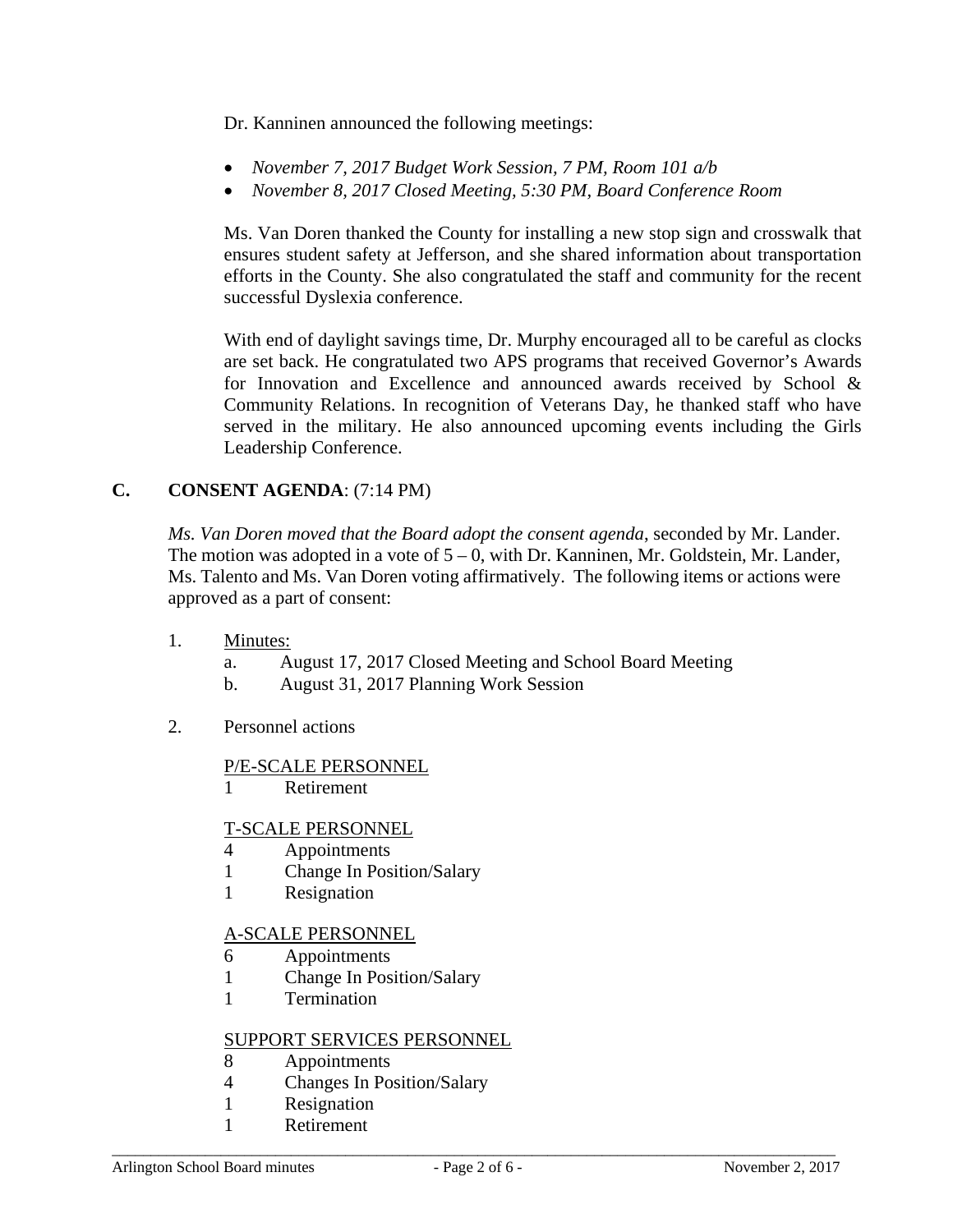Dr. Kanninen announced the following meetings:

- *November 7, 2017 Budget Work Session, 7 PM, Room 101 a/b*
- *November 8, 2017 Closed Meeting, 5:30 PM, Board Conference Room*

Ms. Van Doren thanked the County for installing a new stop sign and crosswalk that ensures student safety at Jefferson, and she shared information about transportation efforts in the County. She also congratulated the staff and community for the recent successful Dyslexia conference.

With end of daylight savings time, Dr. Murphy encouraged all to be careful as clocks are set back. He congratulated two APS programs that received Governor's Awards for Innovation and Excellence and announced awards received by School & Community Relations. In recognition of Veterans Day, he thanked staff who have served in the military. He also announced upcoming events including the Girls Leadership Conference.

## C. CONSENT AGENDA: (7:14 PM)

*Ms. Van Doren moved that the Board adopt the consent agenda*, seconded by Mr. Lander. The motion was adopted in a vote of 5 – 0, with Dr. Kanninen, Mr. Goldstein, Mr. Lander, Ms. Talento and Ms. Van Doren voting affirmatively. The following items or actions were approved as a part of consent:

1. Minutes:
   - a. August 17, 2017 Closed Meeting and School Board Meeting
   - b. August 31, 2017 Planning Work Session

2. Personnel actions

   P/E-SCALE PERSONNEL
   - 1 Retirement

   T-SCALE PERSONNEL
   - 4 Appointments
   - 1 Change In Position/Salary
   - 1 Resignation

   A-SCALE PERSONNEL
   - 6 Appointments
   - 1 Change In Position/Salary
   - 1 Termination

   SUPPORT SERVICES PERSONNEL
   - 8 Appointments
   - 4 Changes In Position/Salary
   - 1 Resignation
   - 1 Retirement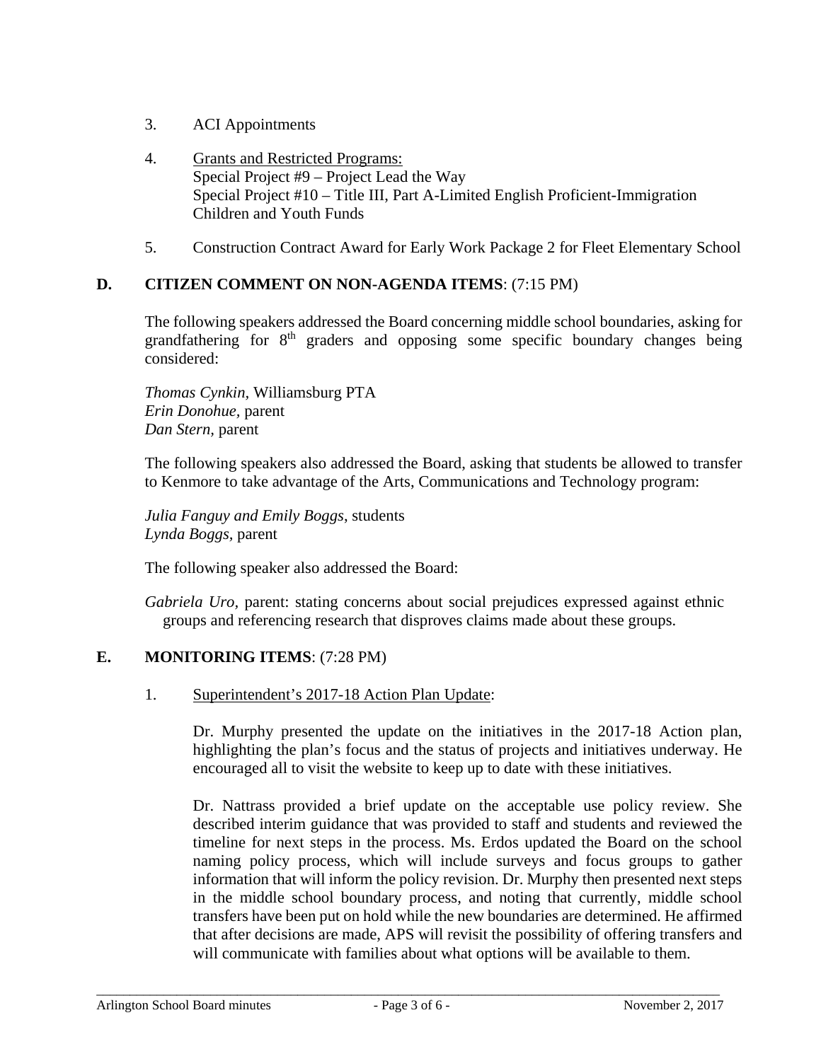3. ACI Appointments

4. Grants and Restricted Programs:
   Special Project #9 – Project Lead the Way
   Special Project #10 – Title III, Part A-Limited English Proficient-Immigration Children and Youth Funds

5. Construction Contract Award for Early Work Package 2 for Fleet Elementary School

## D. CITIZEN COMMENT ON NON-AGENDA ITEMS: (7:15 PM)

The following speakers addressed the Board concerning middle school boundaries, asking for grandfathering for 8th graders and opposing some specific boundary changes being considered:

*Thomas Cynkin,* Williamsburg PTA
*Erin Donohue,* parent
*Dan Stern,* parent

The following speakers also addressed the Board, asking that students be allowed to transfer to Kenmore to take advantage of the Arts, Communications and Technology program:

*Julia Fanguy and Emily Boggs*, students
*Lynda Boggs,* parent

The following speaker also addressed the Board:

*Gabriela Uro,* parent: stating concerns about social prejudices expressed against ethnic groups and referencing research that disproves claims made about these groups.

## E. MONITORING ITEMS: (7:28 PM)

1. Superintendent's 2017-18 Action Plan Update:

   Dr. Murphy presented the update on the initiatives in the 2017-18 Action plan, highlighting the plan's focus and the status of projects and initiatives underway. He encouraged all to visit the website to keep up to date with these initiatives.

   Dr. Nattrass provided a brief update on the acceptable use policy review. She described interim guidance that was provided to staff and students and reviewed the timeline for next steps in the process. Ms. Erdos updated the Board on the school naming policy process, which will include surveys and focus groups to gather information that will inform the policy revision. Dr. Murphy then presented next steps in the middle school boundary process, and noting that currently, middle school transfers have been put on hold while the new boundaries are determined. He affirmed that after decisions are made, APS will revisit the possibility of offering transfers and will communicate with families about what options will be available to them.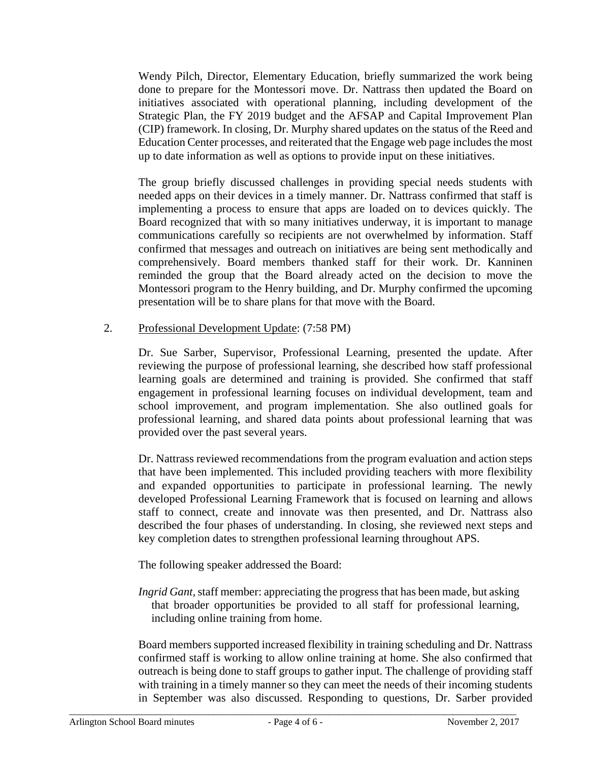Wendy Pilch, Director, Elementary Education, briefly summarized the work being done to prepare for the Montessori move. Dr. Nattrass then updated the Board on initiatives associated with operational planning, including development of the Strategic Plan, the FY 2019 budget and the AFSAP and Capital Improvement Plan (CIP) framework. In closing, Dr. Murphy shared updates on the status of the Reed and Education Center processes, and reiterated that the Engage web page includes the most up to date information as well as options to provide input on these initiatives.

The group briefly discussed challenges in providing special needs students with needed apps on their devices in a timely manner. Dr. Nattrass confirmed that staff is implementing a process to ensure that apps are loaded on to devices quickly. The Board recognized that with so many initiatives underway, it is important to manage communications carefully so recipients are not overwhelmed by information. Staff confirmed that messages and outreach on initiatives are being sent methodically and comprehensively. Board members thanked staff for their work. Dr. Kanninen reminded the group that the Board already acted on the decision to move the Montessori program to the Henry building, and Dr. Murphy confirmed the upcoming presentation will be to share plans for that move with the Board.

2. Professional Development Update: (7:58 PM)

Dr. Sue Sarber, Supervisor, Professional Learning, presented the update. After reviewing the purpose of professional learning, she described how staff professional learning goals are determined and training is provided. She confirmed that staff engagement in professional learning focuses on individual development, team and school improvement, and program implementation. She also outlined goals for professional learning, and shared data points about professional learning that was provided over the past several years.

Dr. Nattrass reviewed recommendations from the program evaluation and action steps that have been implemented. This included providing teachers with more flexibility and expanded opportunities to participate in professional learning. The newly developed Professional Learning Framework that is focused on learning and allows staff to connect, create and innovate was then presented, and Dr. Nattrass also described the four phases of understanding. In closing, she reviewed next steps and key completion dates to strengthen professional learning throughout APS.

The following speaker addressed the Board:

*Ingrid Gant*, staff member: appreciating the progress that has been made, but asking that broader opportunities be provided to all staff for professional learning, including online training from home.

Board members supported increased flexibility in training scheduling and Dr. Nattrass confirmed staff is working to allow online training at home. She also confirmed that outreach is being done to staff groups to gather input. The challenge of providing staff with training in a timely manner so they can meet the needs of their incoming students in September was also discussed. Responding to questions, Dr. Sarber provided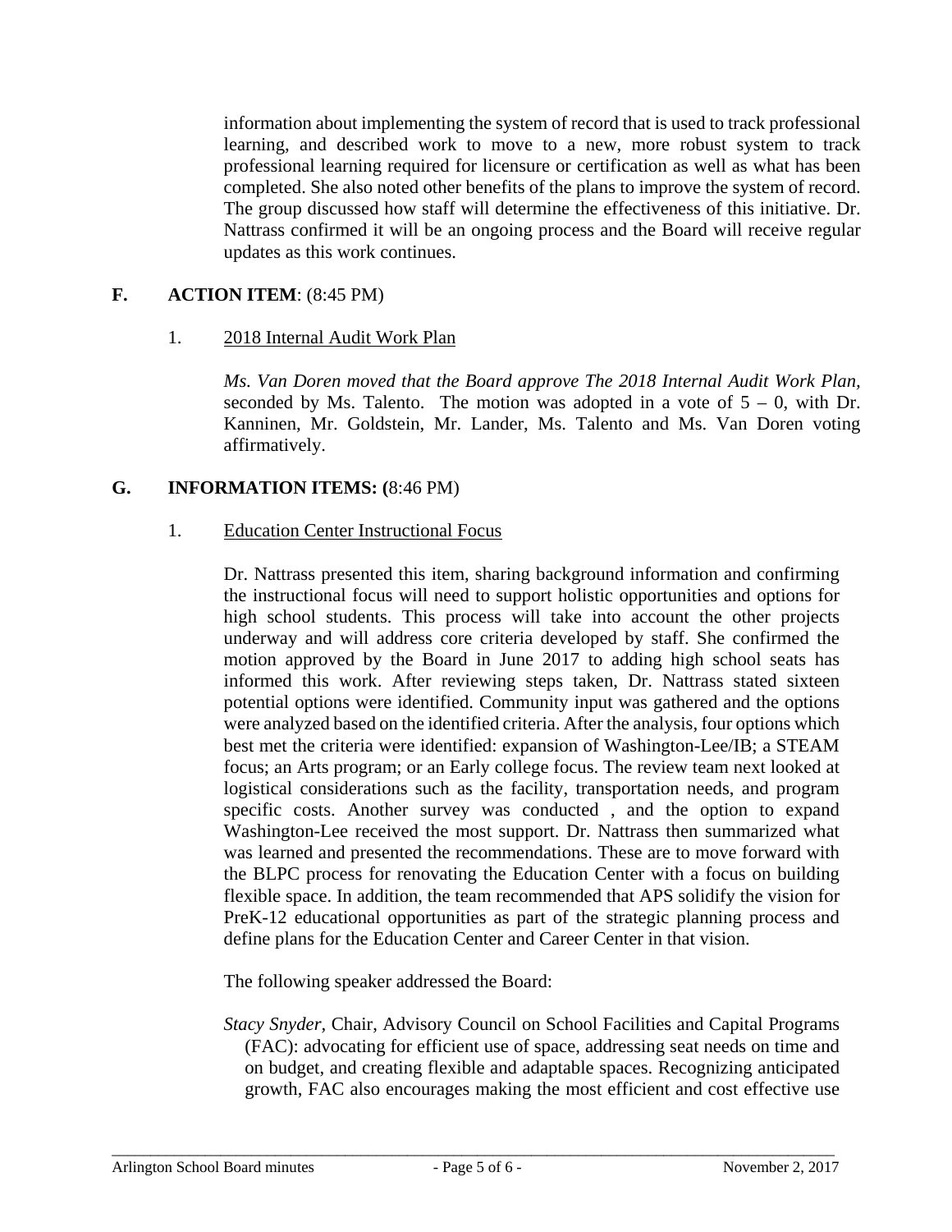information about implementing the system of record that is used to track professional learning, and described work to move to a new, more robust system to track professional learning required for licensure or certification as well as what has been completed. She also noted other benefits of the plans to improve the system of record. The group discussed how staff will determine the effectiveness of this initiative. Dr. Nattrass confirmed it will be an ongoing process and the Board will receive regular updates as this work continues.

## F. ACTION ITEM: (8:45 PM)

1. 2018 Internal Audit Work Plan

*Ms. Van Doren moved that the Board approve The 2018 Internal Audit Work Plan,* seconded by Ms. Talento. The motion was adopted in a vote of 5 – 0, with Dr. Kanninen, Mr. Goldstein, Mr. Lander, Ms. Talento and Ms. Van Doren voting affirmatively.

## G. INFORMATION ITEMS: (8:46 PM)

1. Education Center Instructional Focus

Dr. Nattrass presented this item, sharing background information and confirming the instructional focus will need to support holistic opportunities and options for high school students. This process will take into account the other projects underway and will address core criteria developed by staff. She confirmed the motion approved by the Board in June 2017 to adding high school seats has informed this work. After reviewing steps taken, Dr. Nattrass stated sixteen potential options were identified. Community input was gathered and the options were analyzed based on the identified criteria. After the analysis, four options which best met the criteria were identified: expansion of Washington-Lee/IB; a STEAM focus; an Arts program; or an Early college focus. The review team next looked at logistical considerations such as the facility, transportation needs, and program specific costs. Another survey was conducted , and the option to expand Washington-Lee received the most support. Dr. Nattrass then summarized what was learned and presented the recommendations. These are to move forward with the BLPC process for renovating the Education Center with a focus on building flexible space. In addition, the team recommended that APS solidify the vision for PreK-12 educational opportunities as part of the strategic planning process and define plans for the Education Center and Career Center in that vision.

The following speaker addressed the Board:

*Stacy Snyder*, Chair, Advisory Council on School Facilities and Capital Programs (FAC): advocating for efficient use of space, addressing seat needs on time and on budget, and creating flexible and adaptable spaces. Recognizing anticipated growth, FAC also encourages making the most efficient and cost effective use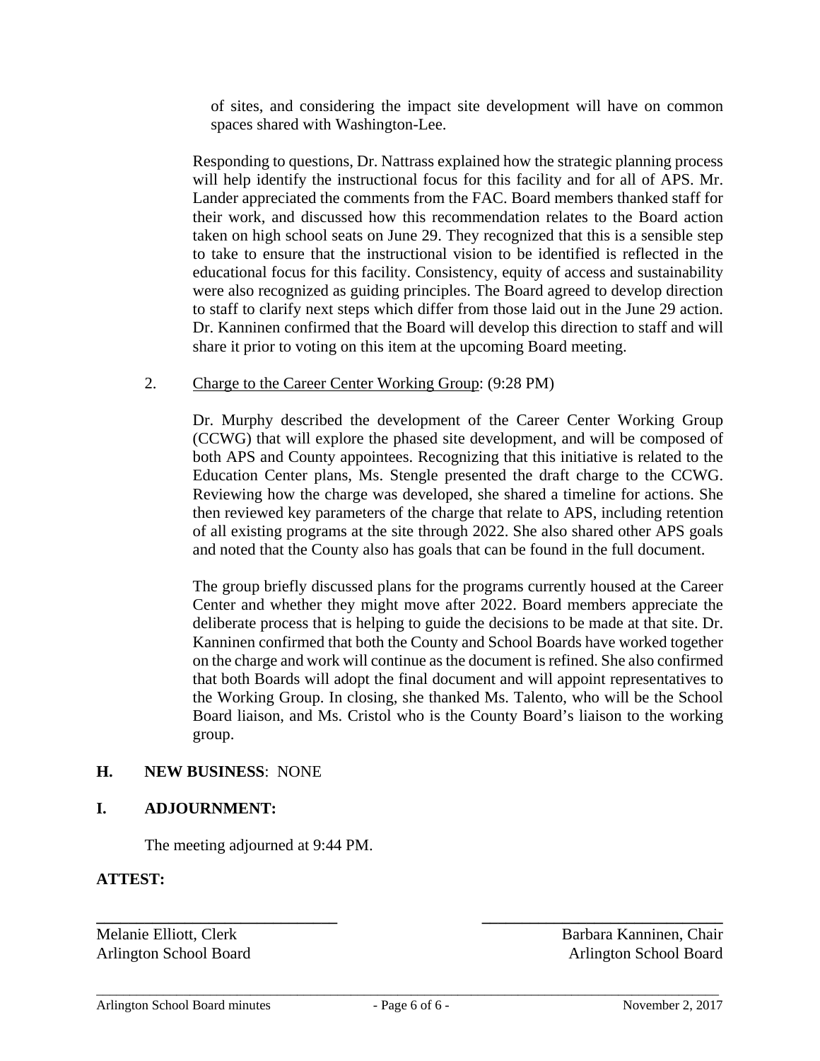of sites, and considering the impact site development will have on common spaces shared with Washington-Lee.

Responding to questions, Dr. Nattrass explained how the strategic planning process will help identify the instructional focus for this facility and for all of APS. Mr. Lander appreciated the comments from the FAC. Board members thanked staff for their work, and discussed how this recommendation relates to the Board action taken on high school seats on June 29. They recognized that this is a sensible step to take to ensure that the instructional vision to be identified is reflected in the educational focus for this facility. Consistency, equity of access and sustainability were also recognized as guiding principles. The Board agreed to develop direction to staff to clarify next steps which differ from those laid out in the June 29 action. Dr. Kanninen confirmed that the Board will develop this direction to staff and will share it prior to voting on this item at the upcoming Board meeting.

2. Charge to the Career Center Working Group: (9:28 PM)

Dr. Murphy described the development of the Career Center Working Group (CCWG) that will explore the phased site development, and will be composed of both APS and County appointees. Recognizing that this initiative is related to the Education Center plans, Ms. Stengle presented the draft charge to the CCWG. Reviewing how the charge was developed, she shared a timeline for actions. She then reviewed key parameters of the charge that relate to APS, including retention of all existing programs at the site through 2022. She also shared other APS goals and noted that the County also has goals that can be found in the full document.

The group briefly discussed plans for the programs currently housed at the Career Center and whether they might move after 2022. Board members appreciate the deliberate process that is helping to guide the decisions to be made at that site. Dr. Kanninen confirmed that both the County and School Boards have worked together on the charge and work will continue as the document is refined. She also confirmed that both Boards will adopt the final document and will appoint representatives to the Working Group. In closing, she thanked Ms. Talento, who will be the School Board liaison, and Ms. Cristol who is the County Board's liaison to the working group.

**H. NEW BUSINESS**: NONE

**I. ADJOURNMENT:**

The meeting adjourned at 9:44 PM.

**ATTEST:**

Melanie Elliott, Clerk
Arlington School Board

Barbara Kanninen, Chair
Arlington School Board